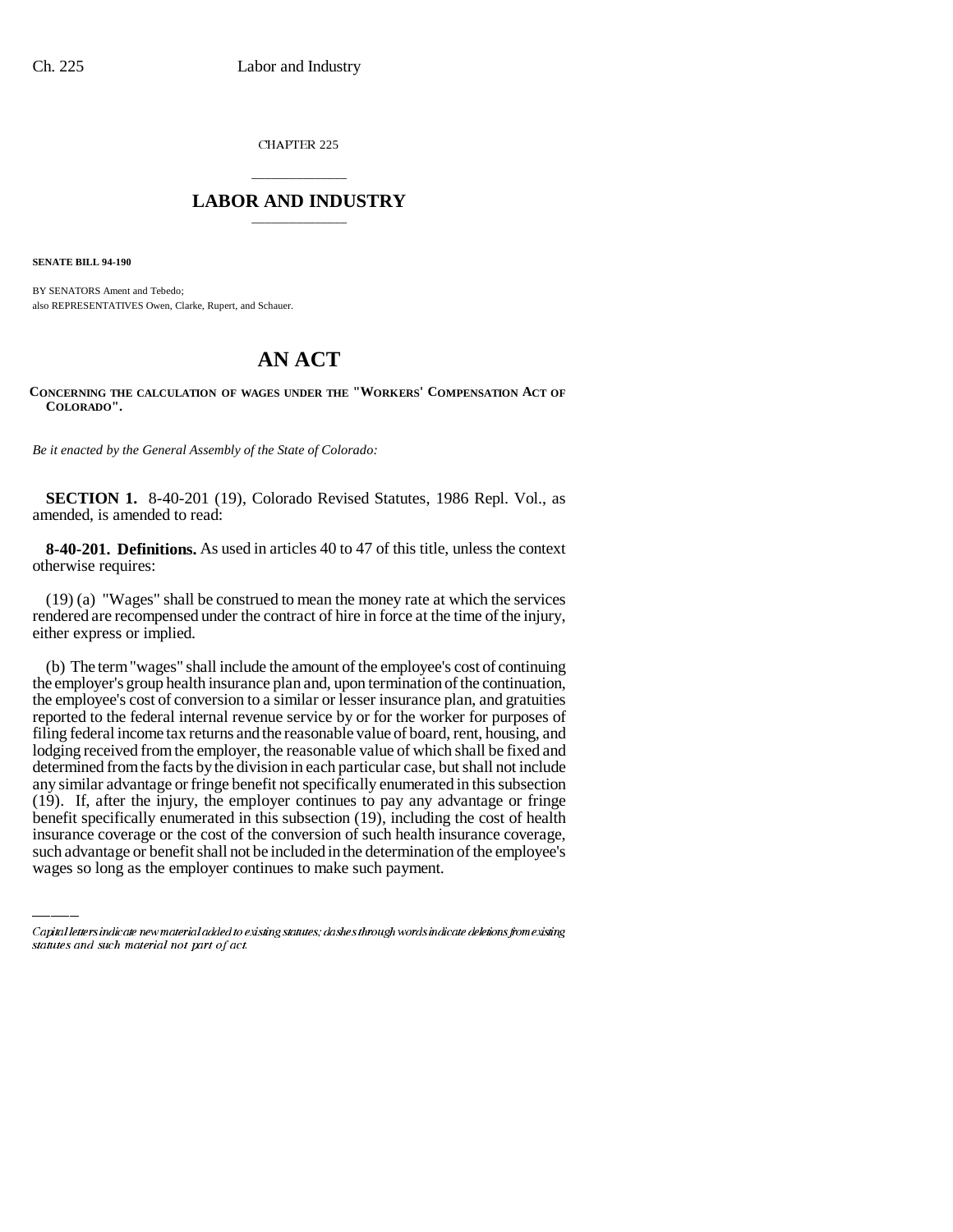CHAPTER 225

# LABOR AND INDUSTRY

**SENATE BILL 94-190**

BY SENATORS Ament and Tebedo;
also REPRESENTATIVES Owen, Clarke, Rupert, and Schauer.

# AN ACT

**CONCERNING THE CALCULATION OF WAGES UNDER THE "WORKERS' COMPENSATION ACT OF COLORADO".**

*Be it enacted by the General Assembly of the State of Colorado:*

**SECTION 1.** 8-40-201 (19), Colorado Revised Statutes, 1986 Repl. Vol., as amended, is amended to read:

**8-40-201. Definitions.** As used in articles 40 to 47 of this title, unless the context otherwise requires:

(19) (a) "Wages" shall be construed to mean the money rate at which the services rendered are recompensed under the contract of hire in force at the time of the injury, either express or implied.

(b) The term "wages" shall include the amount of the employee's cost of continuing the employer's group health insurance plan and, upon termination of the continuation, the employee's cost of conversion to a similar or lesser insurance plan, and gratuities reported to the federal internal revenue service by or for the worker for purposes of filing federal income tax returns and the reasonable value of board, rent, housing, and lodging received from the employer, the reasonable value of which shall be fixed and determined from the facts by the division in each particular case, but shall not include any similar advantage or fringe benefit not specifically enumerated in this subsection (19). If, after the injury, the employer continues to pay any advantage or fringe benefit specifically enumerated in this subsection (19), including the cost of health insurance coverage or the cost of the conversion of such health insurance coverage, such advantage or benefit shall not be included in the determination of the employee's wages so long as the employer continues to make such payment.

Capital letters indicate new material added to existing statutes; dashes through words indicate deletions from existing statutes and such material not part of act.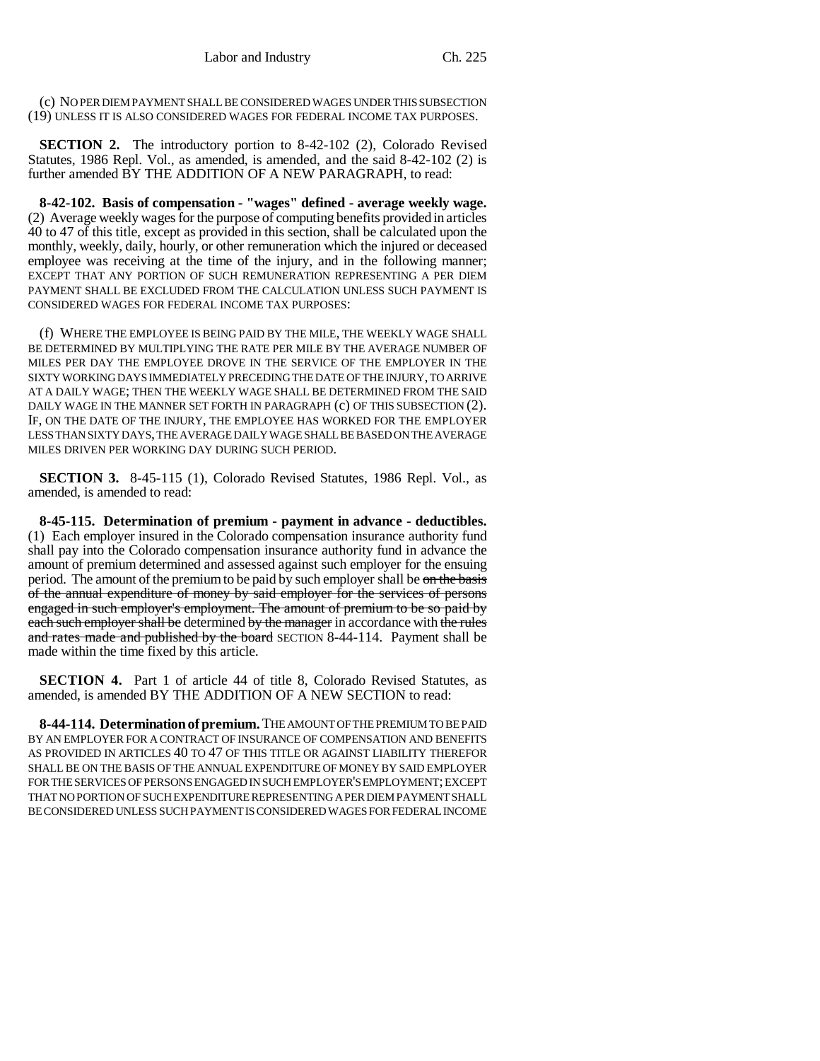(c) NO PER DIEM PAYMENT SHALL BE CONSIDERED WAGES UNDER THIS SUBSECTION (19) UNLESS IT IS ALSO CONSIDERED WAGES FOR FEDERAL INCOME TAX PURPOSES.

**SECTION 2.** The introductory portion to 8-42-102 (2), Colorado Revised Statutes, 1986 Repl. Vol., as amended, is amended, and the said 8-42-102 (2) is further amended BY THE ADDITION OF A NEW PARAGRAPH, to read:

**8-42-102. Basis of compensation - "wages" defined - average weekly wage.** (2) Average weekly wages for the purpose of computing benefits provided in articles 40 to 47 of this title, except as provided in this section, shall be calculated upon the monthly, weekly, daily, hourly, or other remuneration which the injured or deceased employee was receiving at the time of the injury, and in the following manner; EXCEPT THAT ANY PORTION OF SUCH REMUNERATION REPRESENTING A PER DIEM PAYMENT SHALL BE EXCLUDED FROM THE CALCULATION UNLESS SUCH PAYMENT IS CONSIDERED WAGES FOR FEDERAL INCOME TAX PURPOSES:

(f) WHERE THE EMPLOYEE IS BEING PAID BY THE MILE, THE WEEKLY WAGE SHALL BE DETERMINED BY MULTIPLYING THE RATE PER MILE BY THE AVERAGE NUMBER OF MILES PER DAY THE EMPLOYEE DROVE IN THE SERVICE OF THE EMPLOYER IN THE SIXTY WORKING DAYS IMMEDIATELY PRECEDING THE DATE OF THE INJURY, TO ARRIVE AT A DAILY WAGE; THEN THE WEEKLY WAGE SHALL BE DETERMINED FROM THE SAID DAILY WAGE IN THE MANNER SET FORTH IN PARAGRAPH (c) OF THIS SUBSECTION (2). IF, ON THE DATE OF THE INJURY, THE EMPLOYEE HAS WORKED FOR THE EMPLOYER LESS THAN SIXTY DAYS, THE AVERAGE DAILY WAGE SHALL BE BASED ON THE AVERAGE MILES DRIVEN PER WORKING DAY DURING SUCH PERIOD.

**SECTION 3.** 8-45-115 (1), Colorado Revised Statutes, 1986 Repl. Vol., as amended, is amended to read:

**8-45-115. Determination of premium - payment in advance - deductibles.** (1) Each employer insured in the Colorado compensation insurance authority fund shall pay into the Colorado compensation insurance authority fund in advance the amount of premium determined and assessed against such employer for the ensuing period. The amount of the premium to be paid by such employer shall be ~~on the basis of the annual expenditure of money by said employer for the services of persons engaged in such employer's employment. The amount of premium to be so paid by each such employer shall be~~ determined ~~by the manager~~ in accordance with ~~the rules and rates made and published by the board~~ SECTION 8-44-114. Payment shall be made within the time fixed by this article.

**SECTION 4.** Part 1 of article 44 of title 8, Colorado Revised Statutes, as amended, is amended BY THE ADDITION OF A NEW SECTION to read:

**8-44-114. Determination of premium.** THE AMOUNT OF THE PREMIUM TO BE PAID BY AN EMPLOYER FOR A CONTRACT OF INSURANCE OF COMPENSATION AND BENEFITS AS PROVIDED IN ARTICLES 40 TO 47 OF THIS TITLE OR AGAINST LIABILITY THEREFOR SHALL BE ON THE BASIS OF THE ANNUAL EXPENDITURE OF MONEY BY SAID EMPLOYER FOR THE SERVICES OF PERSONS ENGAGED IN SUCH EMPLOYER'S EMPLOYMENT; EXCEPT THAT NO PORTION OF SUCH EXPENDITURE REPRESENTING A PER DIEM PAYMENT SHALL BE CONSIDERED UNLESS SUCH PAYMENT IS CONSIDERED WAGES FOR FEDERAL INCOME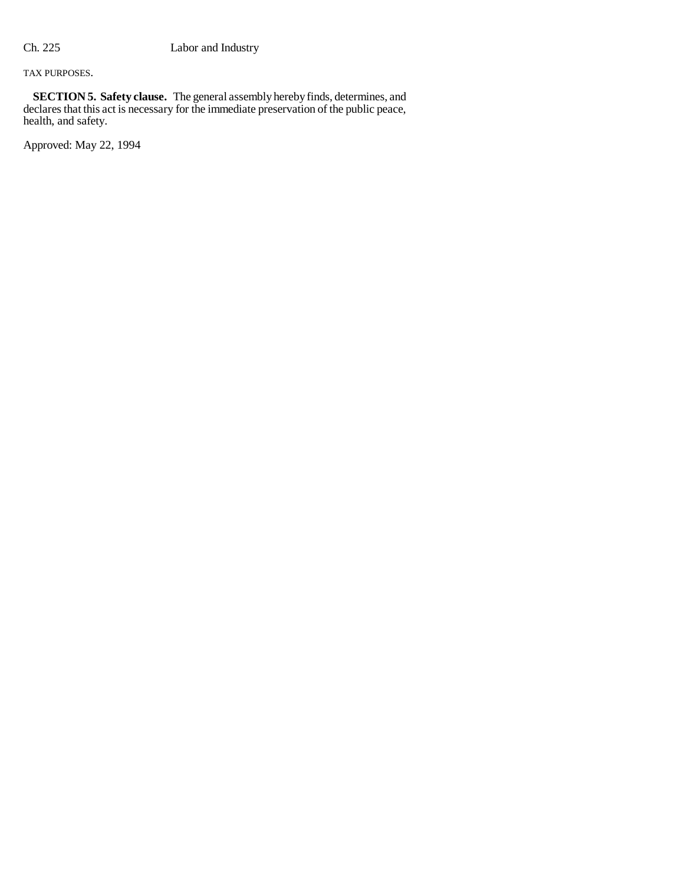TAX PURPOSES.

**SECTION 5. Safety clause.** The general assembly hereby finds, determines, and declares that this act is necessary for the immediate preservation of the public peace, health, and safety.

Approved: May 22, 1994